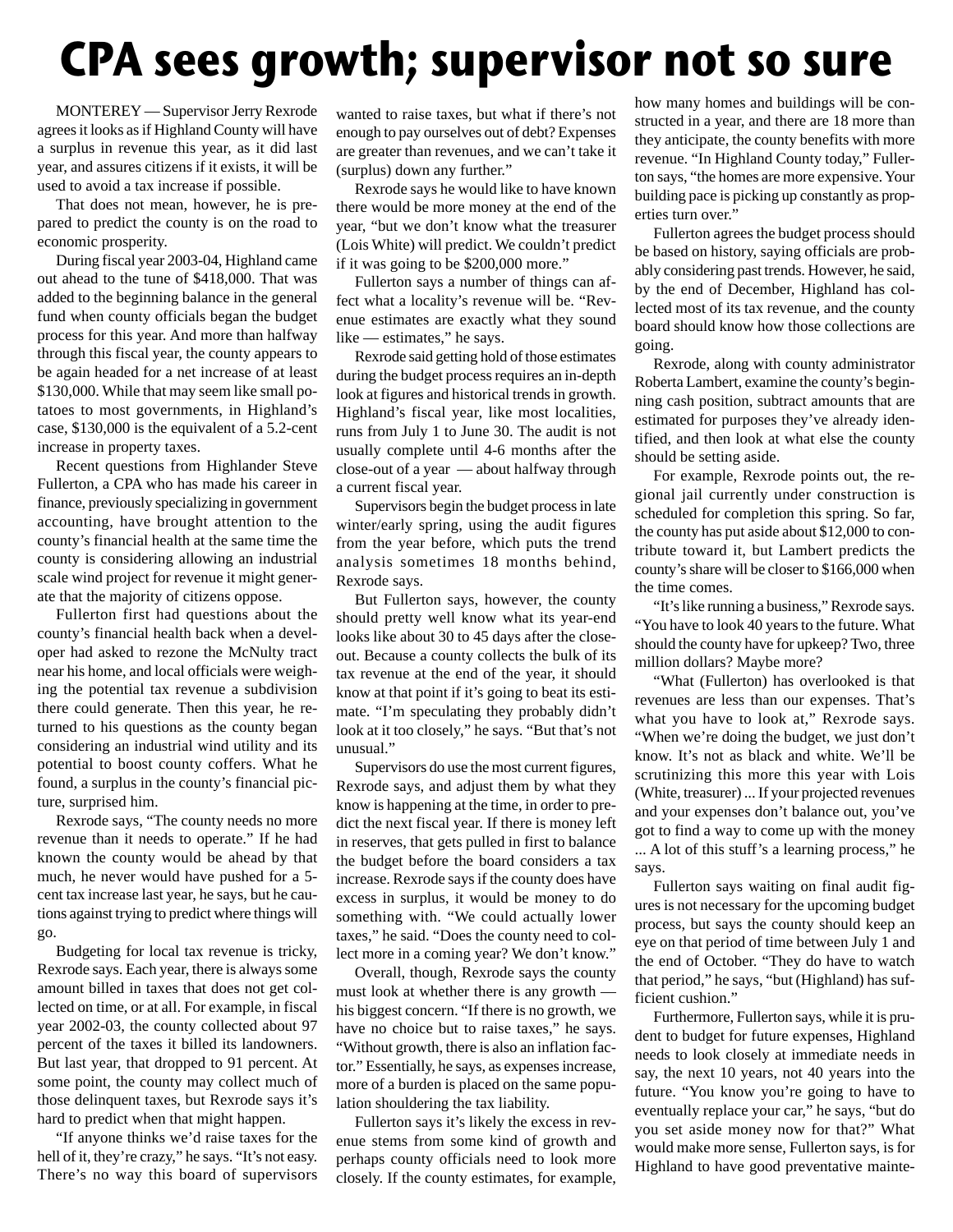# CPA sees growth; supervisor not so sure

MONTEREY — Supervisor Jerry Rexrode agrees it looks as if Highland County will have a surplus in revenue this year, as it did last year, and assures citizens if it exists, it will be used to avoid a tax increase if possible.

That does not mean, however, he is prepared to predict the county is on the road to economic prosperity.

During fiscal year 2003-04, Highland came out ahead to the tune of $418,000. That was added to the beginning balance in the general fund when county officials began the budget process for this year. And more than halfway through this fiscal year, the county appears to be again headed for a net increase of at least $130,000. While that may seem like small potatoes to most governments, in Highland's case, $130,000 is the equivalent of a 5.2-cent increase in property taxes.

Recent questions from Highlander Steve Fullerton, a CPA who has made his career in finance, previously specializing in government accounting, have brought attention to the county's financial health at the same time the county is considering allowing an industrial scale wind project for revenue it might generate that the majority of citizens oppose.

Fullerton first had questions about the county's financial health back when a developer had asked to rezone the McNulty tract near his home, and local officials were weighing the potential tax revenue a subdivision there could generate. Then this year, he returned to his questions as the county began considering an industrial wind utility and its potential to boost county coffers. What he found, a surplus in the county's financial picture, surprised him.

Rexrode says, "The county needs no more revenue than it needs to operate." If he had known the county would be ahead by that much, he never would have pushed for a 5-cent tax increase last year, he says, but he cautions against trying to predict where things will go.

Budgeting for local tax revenue is tricky, Rexrode says. Each year, there is always some amount billed in taxes that does not get collected on time, or at all. For example, in fiscal year 2002-03, the county collected about 97 percent of the taxes it billed its landowners. But last year, that dropped to 91 percent. At some point, the county may collect much of those delinquent taxes, but Rexrode says it's hard to predict when that might happen.

"If anyone thinks we'd raise taxes for the hell of it, they're crazy," he says. "It's not easy. There's no way this board of supervisors wanted to raise taxes, but what if there's not enough to pay ourselves out of debt? Expenses are greater than revenues, and we can't take it (surplus) down any further."

Rexrode says he would like to have known there would be more money at the end of the year, "but we don't know what the treasurer (Lois White) will predict. We couldn't predict if it was going to be $200,000 more."

Fullerton says a number of things can affect what a locality's revenue will be. "Revenue estimates are exactly what they sound like — estimates," he says.

Rexrode said getting hold of those estimates during the budget process requires an in-depth look at figures and historical trends in growth. Highland's fiscal year, like most localities, runs from July 1 to June 30. The audit is not usually complete until 4-6 months after the close-out of a year — about halfway through a current fiscal year.

Supervisors begin the budget process in late winter/early spring, using the audit figures from the year before, which puts the trend analysis sometimes 18 months behind, Rexrode says.

But Fullerton says, however, the county should pretty well know what its year-end looks like about 30 to 45 days after the close-out. Because a county collects the bulk of its tax revenue at the end of the year, it should know at that point if it's going to beat its estimate. "I'm speculating they probably didn't look at it too closely," he says. "But that's not unusual."

Supervisors do use the most current figures, Rexrode says, and adjust them by what they know is happening at the time, in order to predict the next fiscal year. If there is money left in reserves, that gets pulled in first to balance the budget before the board considers a tax increase. Rexrode says if the county does have excess in surplus, it would be money to do something with. "We could actually lower taxes," he said. "Does the county need to collect more in a coming year? We don't know."

Overall, though, Rexrode says the county must look at whether there is any growth — his biggest concern. "If there is no growth, we have no choice but to raise taxes," he says. "Without growth, there is also an inflation factor." Essentially, he says, as expenses increase, more of a burden is placed on the same population shouldering the tax liability.

Fullerton says it's likely the excess in revenue stems from some kind of growth and perhaps county officials need to look more closely. If the county estimates, for example, how many homes and buildings will be constructed in a year, and there are 18 more than they anticipate, the county benefits with more revenue. "In Highland County today," Fullerton says, "the homes are more expensive. Your building pace is picking up constantly as properties turn over."

Fullerton agrees the budget process should be based on history, saying officials are probably considering past trends. However, he said, by the end of December, Highland has collected most of its tax revenue, and the county board should know how those collections are going.

Rexrode, along with county administrator Roberta Lambert, examine the county's beginning cash position, subtract amounts that are estimated for purposes they've already identified, and then look at what else the county should be setting aside.

For example, Rexrode points out, the regional jail currently under construction is scheduled for completion this spring. So far, the county has put aside about $12,000 to contribute toward it, but Lambert predicts the county's share will be closer to $166,000 when the time comes.

"It's like running a business," Rexrode says. "You have to look 40 years to the future. What should the county have for upkeep? Two, three million dollars? Maybe more?

"What (Fullerton) has overlooked is that revenues are less than our expenses. That's what you have to look at," Rexrode says. "When we're doing the budget, we just don't know. It's not as black and white. We'll be scrutinizing this more this year with Lois (White, treasurer) ... If your projected revenues and your expenses don't balance out, you've got to find a way to come up with the money ... A lot of this stuff's a learning process," he says.

Fullerton says waiting on final audit figures is not necessary for the upcoming budget process, but says the county should keep an eye on that period of time between July 1 and the end of October. "They do have to watch that period," he says, "but (Highland) has sufficient cushion."

Furthermore, Fullerton says, while it is prudent to budget for future expenses, Highland needs to look closely at immediate needs in say, the next 10 years, not 40 years into the future. "You know you're going to have to eventually replace your car," he says, "but do you set aside money now for that?" What would make more sense, Fullerton says, is for Highland to have good preventative mainte-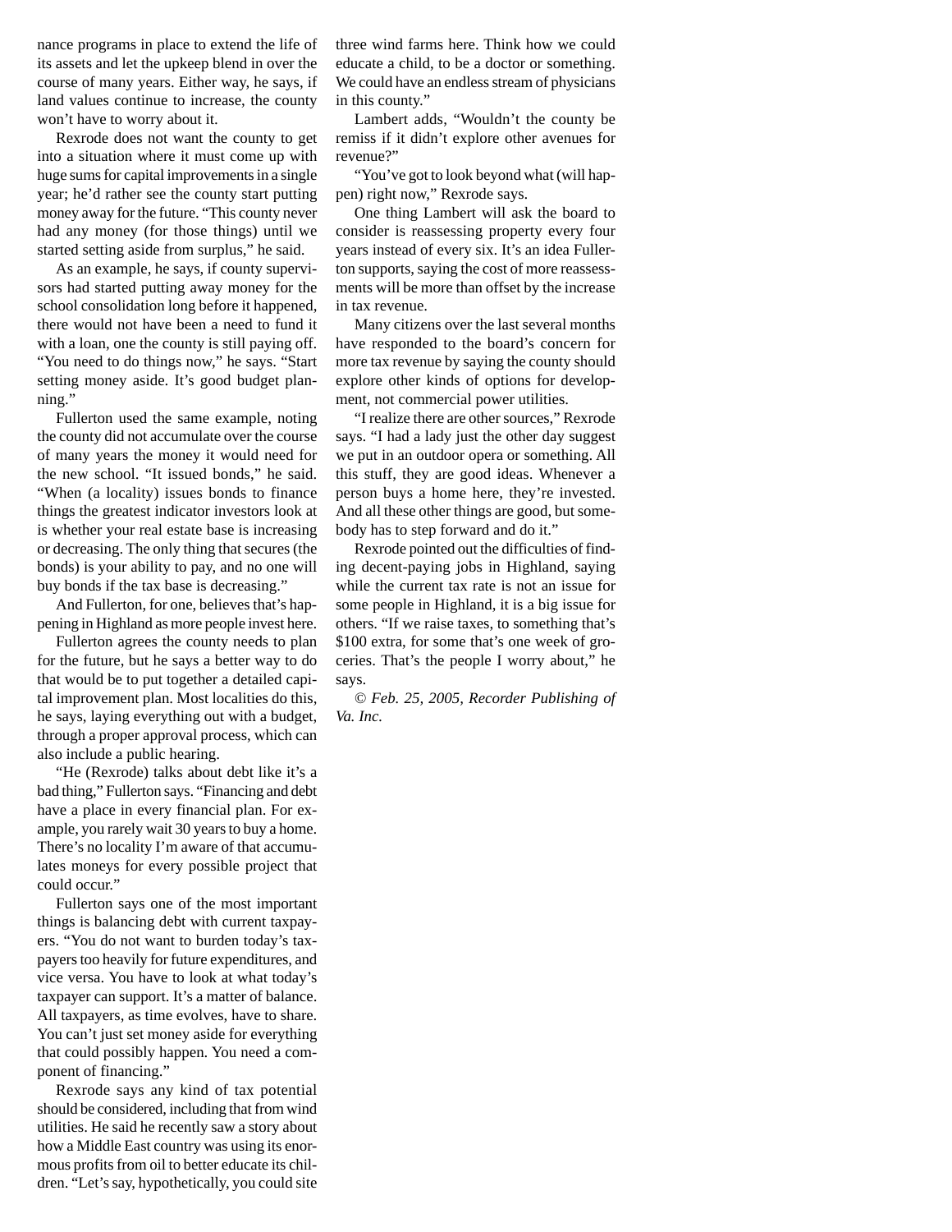nance programs in place to extend the life of its assets and let the upkeep blend in over the course of many years. Either way, he says, if land values continue to increase, the county won't have to worry about it.

Rexrode does not want the county to get into a situation where it must come up with huge sums for capital improvements in a single year; he'd rather see the county start putting money away for the future. "This county never had any money (for those things) until we started setting aside from surplus," he said.

As an example, he says, if county supervisors had started putting away money for the school consolidation long before it happened, there would not have been a need to fund it with a loan, one the county is still paying off. "You need to do things now," he says. "Start setting money aside. It's good budget planning."

Fullerton used the same example, noting the county did not accumulate over the course of many years the money it would need for the new school. "It issued bonds," he said. "When (a locality) issues bonds to finance things the greatest indicator investors look at is whether your real estate base is increasing or decreasing. The only thing that secures (the bonds) is your ability to pay, and no one will buy bonds if the tax base is decreasing."

And Fullerton, for one, believes that's happening in Highland as more people invest here.

Fullerton agrees the county needs to plan for the future, but he says a better way to do that would be to put together a detailed capital improvement plan. Most localities do this, he says, laying everything out with a budget, through a proper approval process, which can also include a public hearing.

"He (Rexrode) talks about debt like it's a bad thing," Fullerton says. "Financing and debt have a place in every financial plan. For example, you rarely wait 30 years to buy a home. There's no locality I'm aware of that accumulates moneys for every possible project that could occur."

Fullerton says one of the most important things is balancing debt with current taxpayers. "You do not want to burden today's taxpayers too heavily for future expenditures, and vice versa. You have to look at what today's taxpayer can support. It's a matter of balance. All taxpayers, as time evolves, have to share. You can't just set money aside for everything that could possibly happen. You need a component of financing."

Rexrode says any kind of tax potential should be considered, including that from wind utilities. He said he recently saw a story about how a Middle East country was using its enormous profits from oil to better educate its children. "Let's say, hypothetically, you could site three wind farms here. Think how we could educate a child, to be a doctor or something. We could have an endless stream of physicians in this county."

Lambert adds, "Wouldn't the county be remiss if it didn't explore other avenues for revenue?"

"You've got to look beyond what (will happen) right now," Rexrode says.

One thing Lambert will ask the board to consider is reassessing property every four years instead of every six. It's an idea Fullerton supports, saying the cost of more reassessments will be more than offset by the increase in tax revenue.

Many citizens over the last several months have responded to the board's concern for more tax revenue by saying the county should explore other kinds of options for development, not commercial power utilities.

"I realize there are other sources," Rexrode says. "I had a lady just the other day suggest we put in an outdoor opera or something. All this stuff, they are good ideas. Whenever a person buys a home here, they're invested. And all these other things are good, but somebody has to step forward and do it."

Rexrode pointed out the difficulties of finding decent-paying jobs in Highland, saying while the current tax rate is not an issue for some people in Highland, it is a big issue for others. "If we raise taxes, to something that's $100 extra, for some that's one week of groceries. That's the people I worry about," he says.

*© Feb. 25, 2005, Recorder Publishing of Va. Inc.*